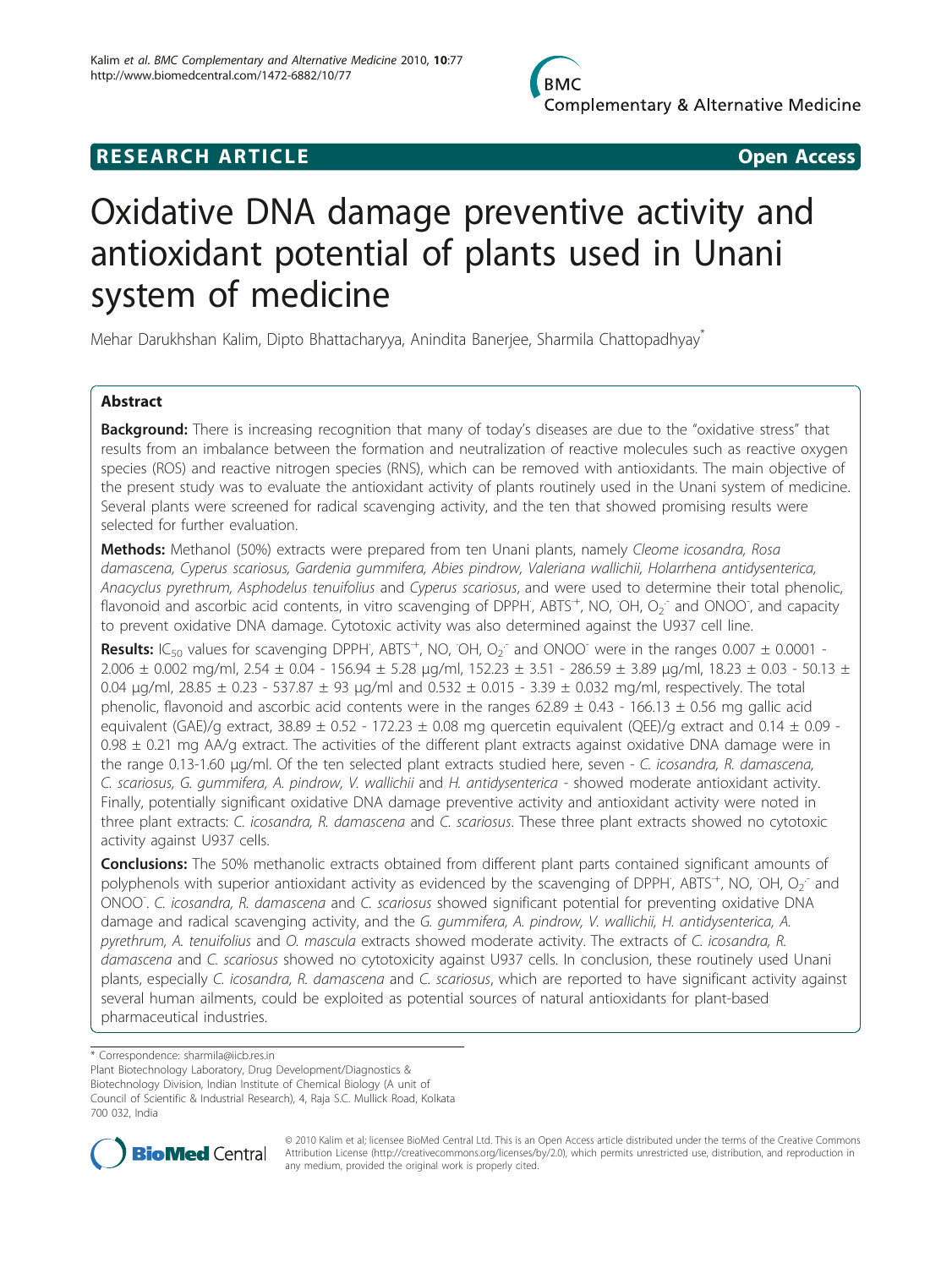**RESEARCH ARTICLE** **Open Access**

# Oxidative DNA damage preventive activity and antioxidant potential of plants used in Unani system of medicine

Mehar Darukhshan Kalim, Dipto Bhattacharyya, Anindita Banerjee, Sharmila Chattopadhyay*

## Abstract

**Background:** There is increasing recognition that many of today's diseases are due to the "oxidative stress" that results from an imbalance between the formation and neutralization of reactive molecules such as reactive oxygen species (ROS) and reactive nitrogen species (RNS), which can be removed with antioxidants. The main objective of the present study was to evaluate the antioxidant activity of plants routinely used in the Unani system of medicine. Several plants were screened for radical scavenging activity, and the ten that showed promising results were selected for further evaluation.

**Methods:** Methanol (50%) extracts were prepared from ten Unani plants, namely *Cleome icosandra, Rosa damascena, Cyperus scariosus, Gardenia gummifera, Abies pindrow, Valeriana wallichii, Holarrhena antidysenterica, Anacyclus pyrethrum, Asphodelus tenuifolius* and *Cyperus scariosus*, and were used to determine their total phenolic, flavonoid and ascorbic acid contents, in vitro scavenging of $DPPH^{\cdot}$, $ABTS^{+}$, NO, $^{\cdot}OH$, $O_2^{\cdot-}$ and $ONOO^{-}$, and capacity to prevent oxidative DNA damage. Cytotoxic activity was also determined against the U937 cell line.

**Results:** $IC_{50}$ values for scavenging $DPPH^{\cdot}$, $ABTS^{+}$, NO, $^{\cdot}OH$, $O_2^{\cdot-}$ and $ONOO^{-}$ were in the ranges 0.007 ± 0.0001 - 2.006 ± 0.002 mg/ml, 2.54 ± 0.04 - 156.94 ± 5.28 μg/ml, 152.23 ± 3.51 - 286.59 ± 3.89 μg/ml, 18.23 ± 0.03 - 50.13 ± 0.04 μg/ml, 28.85 ± 0.23 - 537.87 ± 93 μg/ml and 0.532 ± 0.015 - 3.39 ± 0.032 mg/ml, respectively. The total phenolic, flavonoid and ascorbic acid contents were in the ranges 62.89 ± 0.43 - 166.13 ± 0.56 mg gallic acid equivalent (GAE)/g extract, 38.89 ± 0.52 - 172.23 ± 0.08 mg quercetin equivalent (QEE)/g extract and 0.14 ± 0.09 - 0.98 ± 0.21 mg AA/g extract. The activities of the different plant extracts against oxidative DNA damage were in the range 0.13-1.60 μg/ml. Of the ten selected plant extracts studied here, seven - *C. icosandra, R. damascena, C. scariosus, G. gummifera, A. pindrow, V. wallichii* and *H. antidysenterica* - showed moderate antioxidant activity. Finally, potentially significant oxidative DNA damage preventive activity and antioxidant activity were noted in three plant extracts: *C. icosandra, R. damascena* and *C. scariosus*. These three plant extracts showed no cytotoxic activity against U937 cells.

**Conclusions:** The 50% methanolic extracts obtained from different plant parts contained significant amounts of polyphenols with superior antioxidant activity as evidenced by the scavenging of $DPPH^{\cdot}$, $ABTS^{+}$, NO, $^{\cdot}OH$, $O_2^{\cdot-}$ and $ONOO^{-}$. *C. icosandra, R. damascena* and *C. scariosus* showed significant potential for preventing oxidative DNA damage and radical scavenging activity, and the *G. gummifera, A. pindrow, V. wallichii, H. antidysenterica, A. pyrethrum, A. tenuifolius* and *O. mascula* extracts showed moderate activity. The extracts of *C. icosandra, R. damascena* and *C. scariosus* showed no cytotoxicity against U937 cells. In conclusion, these routinely used Unani plants, especially *C. icosandra, R. damascena* and *C. scariosus*, which are reported to have significant activity against several human ailments, could be exploited as potential sources of natural antioxidants for plant-based pharmaceutical industries.

\* Correspondence: sharmila@iicb.res.in

Plant Biotechnology Laboratory, Drug Development/Diagnostics & Biotechnology Division, Indian Institute of Chemical Biology (A unit of Council of Scientific & Industrial Research), 4, Raja S.C. Mullick Road, Kolkata 700 032, India

© 2010 Kalim et al; licensee BioMed Central Ltd. This is an Open Access article distributed under the terms of the Creative Commons Attribution License (http://creativecommons.org/licenses/by/2.0), which permits unrestricted use, distribution, and reproduction in any medium, provided the original work is properly cited.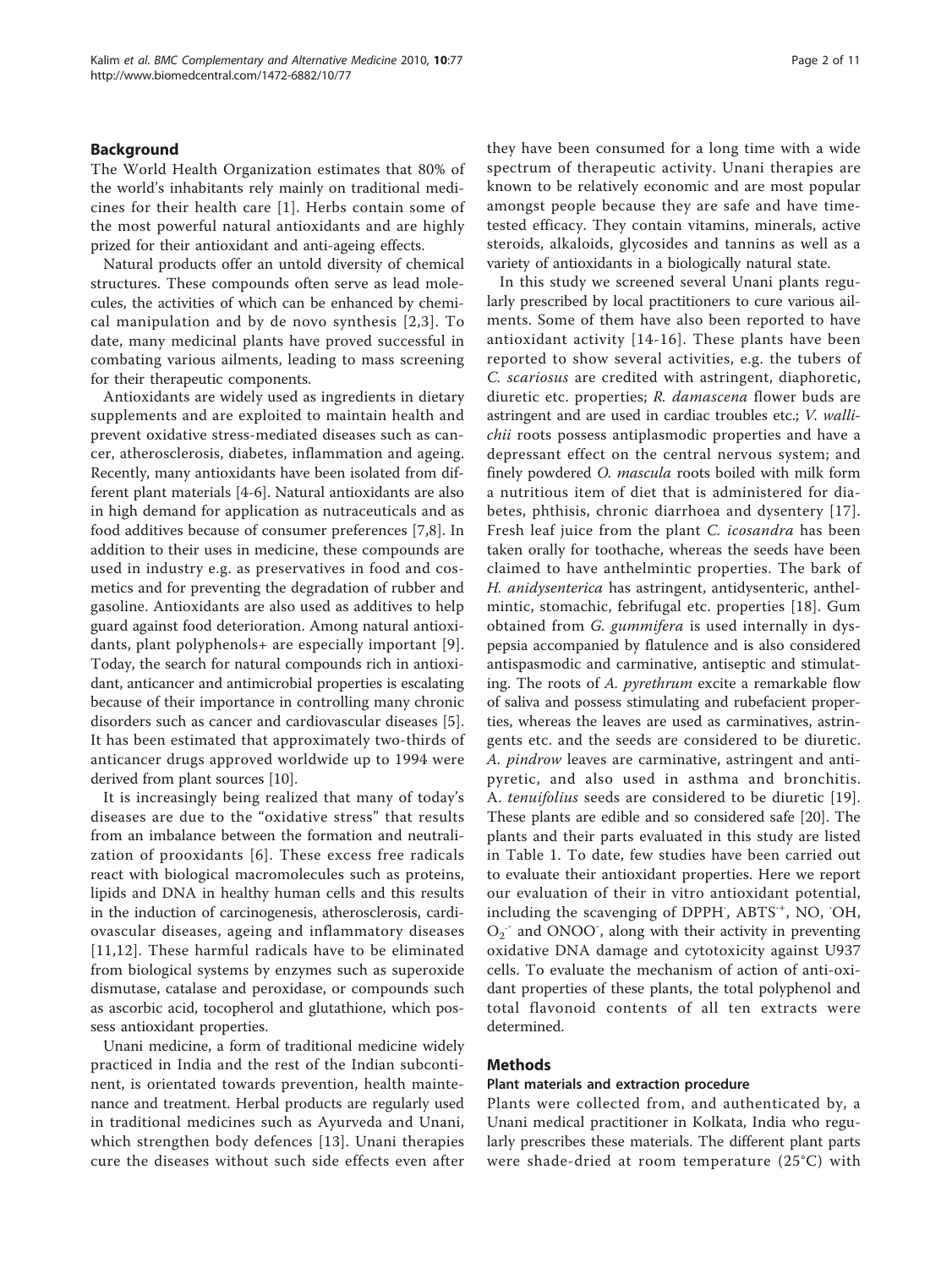## Background

The World Health Organization estimates that 80% of the world's inhabitants rely mainly on traditional medicines for their health care [1]. Herbs contain some of the most powerful natural antioxidants and are highly prized for their antioxidant and anti-ageing effects.

Natural products offer an untold diversity of chemical structures. These compounds often serve as lead molecules, the activities of which can be enhanced by chemical manipulation and by de novo synthesis [2,3]. To date, many medicinal plants have proved successful in combating various ailments, leading to mass screening for their therapeutic components.

Antioxidants are widely used as ingredients in dietary supplements and are exploited to maintain health and prevent oxidative stress-mediated diseases such as cancer, atherosclerosis, diabetes, inflammation and ageing. Recently, many antioxidants have been isolated from different plant materials [4-6]. Natural antioxidants are also in high demand for application as nutraceuticals and as food additives because of consumer preferences [7,8]. In addition to their uses in medicine, these compounds are used in industry e.g. as preservatives in food and cosmetics and for preventing the degradation of rubber and gasoline. Antioxidants are also used as additives to help guard against food deterioration. Among natural antioxidants, plant polyphenols+ are especially important [9]. Today, the search for natural compounds rich in antioxidant, anticancer and antimicrobial properties is escalating because of their importance in controlling many chronic disorders such as cancer and cardiovascular diseases [5]. It has been estimated that approximately two-thirds of anticancer drugs approved worldwide up to 1994 were derived from plant sources [10].

It is increasingly being realized that many of today's diseases are due to the "oxidative stress" that results from an imbalance between the formation and neutralization of prooxidants [6]. These excess free radicals react with biological macromolecules such as proteins, lipids and DNA in healthy human cells and this results in the induction of carcinogenesis, atherosclerosis, cardiovascular diseases, ageing and inflammatory diseases [11,12]. These harmful radicals have to be eliminated from biological systems by enzymes such as superoxide dismutase, catalase and peroxidase, or compounds such as ascorbic acid, tocopherol and glutathione, which possess antioxidant properties.

Unani medicine, a form of traditional medicine widely practiced in India and the rest of the Indian subcontinent, is orientated towards prevention, health maintenance and treatment. Herbal products are regularly used in traditional medicines such as Ayurveda and Unani, which strengthen body defences [13]. Unani therapies cure the diseases without such side effects even after they have been consumed for a long time with a wide spectrum of therapeutic activity. Unani therapies are known to be relatively economic and are most popular amongst people because they are safe and have time-tested efficacy. They contain vitamins, minerals, active steroids, alkaloids, glycosides and tannins as well as a variety of antioxidants in a biologically natural state.

In this study we screened several Unani plants regularly prescribed by local practitioners to cure various ailments. Some of them have also been reported to have antioxidant activity [14-16]. These plants have been reported to show several activities, e.g. the tubers of *C. scariosus* are credited with astringent, diaphoretic, diuretic etc. properties; *R. damascena* flower buds are astringent and are used in cardiac troubles etc.; *V. wallichii* roots possess antiplasmodic properties and have a depressant effect on the central nervous system; and finely powdered *O. mascula* roots boiled with milk form a nutritious item of diet that is administered for diabetes, phthisis, chronic diarrhoea and dysentery [17]. Fresh leaf juice from the plant *C. icosandra* has been taken orally for toothache, whereas the seeds have been claimed to have anthelmintic properties. The bark of *H. anidysenterica* has astringent, antidysenteric, anthelmintic, stomachic, febrifugal etc. properties [18]. Gum obtained from *G. gummifera* is used internally in dyspepsia accompanied by flatulence and is also considered antispasmodic and carminative, antiseptic and stimulating. The roots of *A. pyrethrum* excite a remarkable flow of saliva and possess stimulating and rubefacient properties, whereas the leaves are used as carminatives, astringents etc. and the seeds are considered to be diuretic. *A. pindrow* leaves are carminative, astringent and antipyretic, and also used in asthma and bronchitis. A. *tenuifolius* seeds are considered to be diuretic [19]. These plants are edible and so considered safe [20]. The plants and their parts evaluated in this study are listed in Table 1. To date, few studies have been carried out to evaluate their antioxidant properties. Here we report our evaluation of their in vitro antioxidant potential, including the scavenging of $DPPH^{\cdot}$, $ABTS^{\cdot+}$, NO, $^{\cdot}OH$, $O_2^{\cdot-}$ and $ONOO^{-}$, along with their activity in preventing oxidative DNA damage and cytotoxicity against U937 cells. To evaluate the mechanism of action of anti-oxidant properties of these plants, the total polyphenol and total flavonoid contents of all ten extracts were determined.

## Methods

### Plant materials and extraction procedure

Plants were collected from, and authenticated by, a Unani medical practitioner in Kolkata, India who regularly prescribes these materials. The different plant parts were shade-dried at room temperature (25°C) with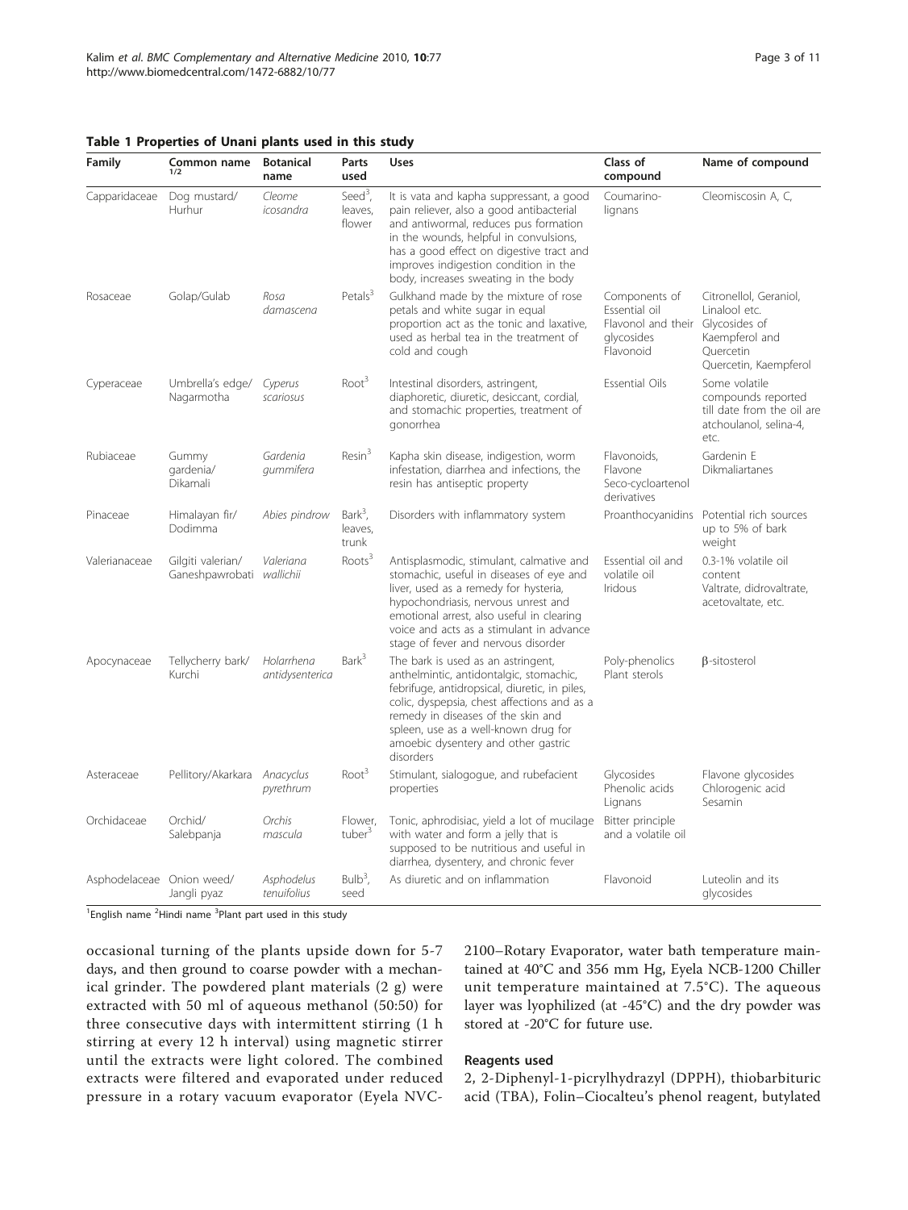**Table 1 Properties of Unani plants used in this study**

| Family | Common name [1/2] | Botanical name | Parts used | Uses | Class of compound | Name of compound |
|---|---|---|---|---|---|---|
| Capparidaceae | Dog mustard/ Hurhur | *Cleome icosandra* | Seed[3], leaves, flower | It is vata and kapha suppressant, a good pain reliever, also a good antibacterial and antiwormal, reduces pus formation in the wounds, helpful in convulsions, has a good effect on digestive tract and improves indigestion condition in the body, increases sweating in the body | Coumarino-lignans | Cleomiscosin A, C, |
| Rosaceae | Golap/Gulab | *Rosa damascena* | Petals[3] | Gulkhand made by the mixture of rose petals and white sugar in equal proportion act as the tonic and laxative, used as herbal tea in the treatment of cold and cough | Components of Essential oil Flavonol and their glycosides Flavonoid | Citronellol, Geraniol, Linalool etc. Glycosides of Kaempferol and Quercetin Quercetin, Kaempferol |
| Cyperaceae | Umbrella's edge/ Nagarmotha | *Cyperus scariosus* | Root[3] | Intestinal disorders, astringent, diaphoretic, diuretic, desiccant, cordial, and stomachic properties, treatment of gonorrhea | Essential Oils | Some volatile compounds reported till date from the oil are atchoulanol, selina-4, etc. |
| Rubiaceae | Gummy gardenia/ Dikamali | *Gardenia gummifera* | Resin[3] | Kapha skin disease, indigestion, worm infestation, diarrhea and infections, the resin has antiseptic property | Flavonoids, Flavone Seco-cycloartenol derivatives | Gardenin E Dikmaliartanes |
| Pinaceae | Himalayan fir/ Dodimma | *Abies pindrow* | Bark[3], leaves, trunk | Disorders with inflammatory system | Proanthocyanidins | Potential rich sources up to 5% of bark weight |
| Valerianaceae | Gilgiti valerian/ Ganeshpawrobati | *Valeriana wallichii* | Roots[3] | Antisplasmodic, stimulant, calmative and stomachic, useful in diseases of eye and liver, used as a remedy for hysteria, hypochondriasis, nervous unrest and emotional arrest, also useful in clearing voice and acts as a stimulant in advance stage of fever and nervous disorder | Essential oil and volatile oil Iridous | 0.3-1% volatile oil content Valtrate, didrovaltrate, acetovaltate, etc. |
| Apocynaceae | Tellycherry bark/ Kurchi | *Holarrhena antidysenterica* | Bark[3] | The bark is used as an astringent, anthelmintic, antidontalgic, stomachic, febrifuge, antidropsical, diuretic, in piles, colic, dyspepsia, chest affections and as a remedy in diseases of the skin and spleen, use as a well-known drug for amoebic dysentery and other gastric disorders | Poly-phenolics Plant sterols | β-sitosterol |
| Asteraceae | Pellitory/Akarkara | *Anacyclus pyrethrum* | Root[3] | Stimulant, sialogogue, and rubefacient properties | Glycosides Phenolic acids Lignans | Flavone glycosides Chlorogenic acid Sesamin |
| Orchidaceae | Orchid/ Salebpanja | *Orchis mascula* | Flower, tuber[3] | Tonic, aphrodisiac, yield a lot of mucilage with water and form a jelly that is supposed to be nutritious and useful in diarrhea, dysentery, and chronic fever | Bitter principle and a volatile oil | |
| Asphodelaceae | Onion weed/ Jangli pyaz | *Asphodelus tenuifolius* | Bulb[3], seed | As diuretic and on inflammation | Flavonoid | Luteolin and its glycosides |

[1]English name [2]Hindi name [3]Plant part used in this study

occasional turning of the plants upside down for 5-7 days, and then ground to coarse powder with a mechanical grinder. The powdered plant materials (2 g) were extracted with 50 ml of aqueous methanol (50:50) for three consecutive days with intermittent stirring (1 h stirring at every 12 h interval) using magnetic stirrer until the extracts were light colored. The combined extracts were filtered and evaporated under reduced pressure in a rotary vacuum evaporator (Eyela NVC-2100–Rotary Evaporator, water bath temperature maintained at 40°C and 356 mm Hg, Eyela NCB-1200 Chiller unit temperature maintained at 7.5°C). The aqueous layer was lyophilized (at -45°C) and the dry powder was stored at -20°C for future use.

### Reagents used

2, 2-Diphenyl-1-picrylhydrazyl (DPPH), thiobarbituric acid (TBA), Folin–Ciocalteu's phenol reagent, butylated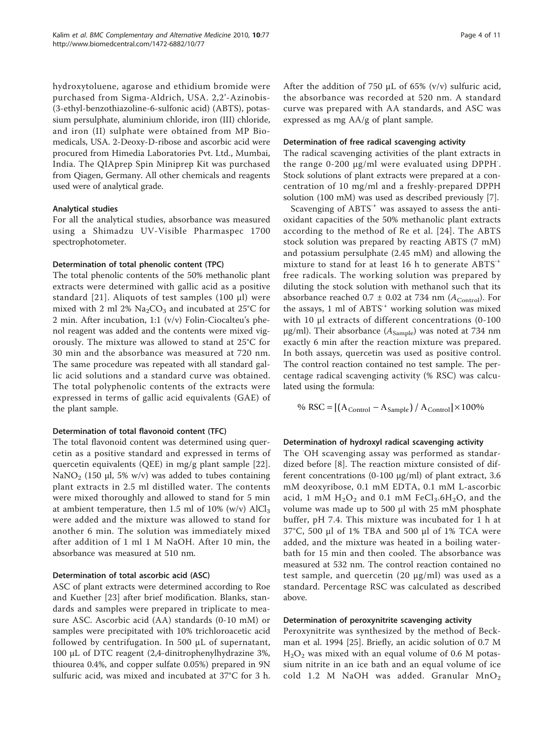hydroxytoluene, agarose and ethidium bromide were purchased from Sigma-Aldrich, USA. 2,2'-Azinobis-(3-ethyl-benzothiazoline-6-sulfonic acid) (ABTS), potassium persulphate, aluminium chloride, iron (III) chloride, and iron (II) sulphate were obtained from MP Biomedicals, USA. 2-Deoxy-D-ribose and ascorbic acid were procured from Himedia Laboratories Pvt. Ltd., Mumbai, India. The QIAprep Spin Miniprep Kit was purchased from Qiagen, Germany. All other chemicals and reagents used were of analytical grade.

#### Analytical studies

For all the analytical studies, absorbance was measured using a Shimadzu UV-Visible Pharmaspec 1700 spectrophotometer.

#### Determination of total phenolic content (TPC)

The total phenolic contents of the 50% methanolic plant extracts were determined with gallic acid as a positive standard [21]. Aliquots of test samples (100 μl) were mixed with 2 ml 2% $Na_2CO_3$ and incubated at 25°C for 2 min. After incubation, 1:1 (v/v) Folin-Ciocalteu's phenol reagent was added and the contents were mixed vigorously. The mixture was allowed to stand at 25°C for 30 min and the absorbance was measured at 720 nm. The same procedure was repeated with all standard gallic acid solutions and a standard curve was obtained. The total polyphenolic contents of the extracts were expressed in terms of gallic acid equivalents (GAE) of the plant sample.

#### Determination of total flavonoid content (TFC)

The total flavonoid content was determined using quercetin as a positive standard and expressed in terms of quercetin equivalents (QEE) in mg/g plant sample [22]. $NaNO_2$ (150 μl, 5% w/v) was added to tubes containing plant extracts in 2.5 ml distilled water. The contents were mixed thoroughly and allowed to stand for 5 min at ambient temperature, then 1.5 ml of 10% (w/v) $AlCl_3$ were added and the mixture was allowed to stand for another 6 min. The solution was immediately mixed after addition of 1 ml 1 M NaOH. After 10 min, the absorbance was measured at 510 nm.

#### Determination of total ascorbic acid (ASC)

ASC of plant extracts were determined according to Roe and Kuether [23] after brief modification. Blanks, standards and samples were prepared in triplicate to measure ASC. Ascorbic acid (AA) standards (0-10 mM) or samples were precipitated with 10% trichloroacetic acid followed by centrifugation. In 500 μL of supernatant, 100 μL of DTC reagent (2,4-dinitrophenylhydrazine 3%, thiourea 0.4%, and copper sulfate 0.05%) prepared in 9N sulfuric acid, was mixed and incubated at 37°C for 3 h. After the addition of 750 μL of 65% (v/v) sulfuric acid, the absorbance was recorded at 520 nm. A standard curve was prepared with AA standards, and ASC was expressed as mg AA/g of plant sample.

#### Determination of free radical scavenging activity

The radical scavenging activities of the plant extracts in the range 0-200 μg/ml were evaluated using $DPPH^{\cdot}$. Stock solutions of plant extracts were prepared at a concentration of 10 mg/ml and a freshly-prepared DPPH solution (100 mM) was used as described previously [7].

Scavenging of $ABTS^{\cdot+}$ was assayed to assess the antioxidant capacities of the 50% methanolic plant extracts according to the method of Re et al. [24]. The ABTS stock solution was prepared by reacting ABTS (7 mM) and potassium persulphate (2.45 mM) and allowing the mixture to stand for at least 16 h to generate $ABTS^{\cdot+}$ free radicals. The working solution was prepared by diluting the stock solution with methanol such that its absorbance reached 0.7 ± 0.02 at 734 nm ($A_{Control}$). For the assays, 1 ml of $ABTS^{\cdot+}$ working solution was mixed with 10 μl extracts of different concentrations (0-100 μg/ml). Their absorbance ($A_{Sample}$) was noted at 734 nm exactly 6 min after the reaction mixture was prepared. In both assays, quercetin was used as positive control. The control reaction contained no test sample. The percentage radical scavenging activity (% RSC) was calculated using the formula:

$$\% \text{ RSC} = [(A_{Control} - A_{Sample}) / A_{Control}] \times 100\%$$

#### Determination of hydroxyl radical scavenging activity

The $^{\cdot}OH$ scavenging assay was performed as standardized before [8]. The reaction mixture consisted of different concentrations (0-100 μg/ml) of plant extract, 3.6 mM deoxyribose, 0.1 mM EDTA, 0.1 mM L-ascorbic acid, 1 mM $H_2O_2$ and 0.1 mM $FeCl_3.6H_2O$, and the volume was made up to 500 μl with 25 mM phosphate buffer, pH 7.4. This mixture was incubated for 1 h at 37°C, 500 μl of 1% TBA and 500 μl of 1% TCA were added, and the mixture was heated in a boiling waterbath for 15 min and then cooled. The absorbance was measured at 532 nm. The control reaction contained no test sample, and quercetin (20 μg/ml) was used as a standard. Percentage RSC was calculated as described above.

#### Determination of peroxynitrite scavenging activity

Peroxynitrite was synthesized by the method of Beckman et al. 1994 [25]. Briefly, an acidic solution of 0.7 M $H_2O_2$ was mixed with an equal volume of 0.6 M potassium nitrite in an ice bath and an equal volume of ice cold 1.2 M NaOH was added. Granular $MnO_2$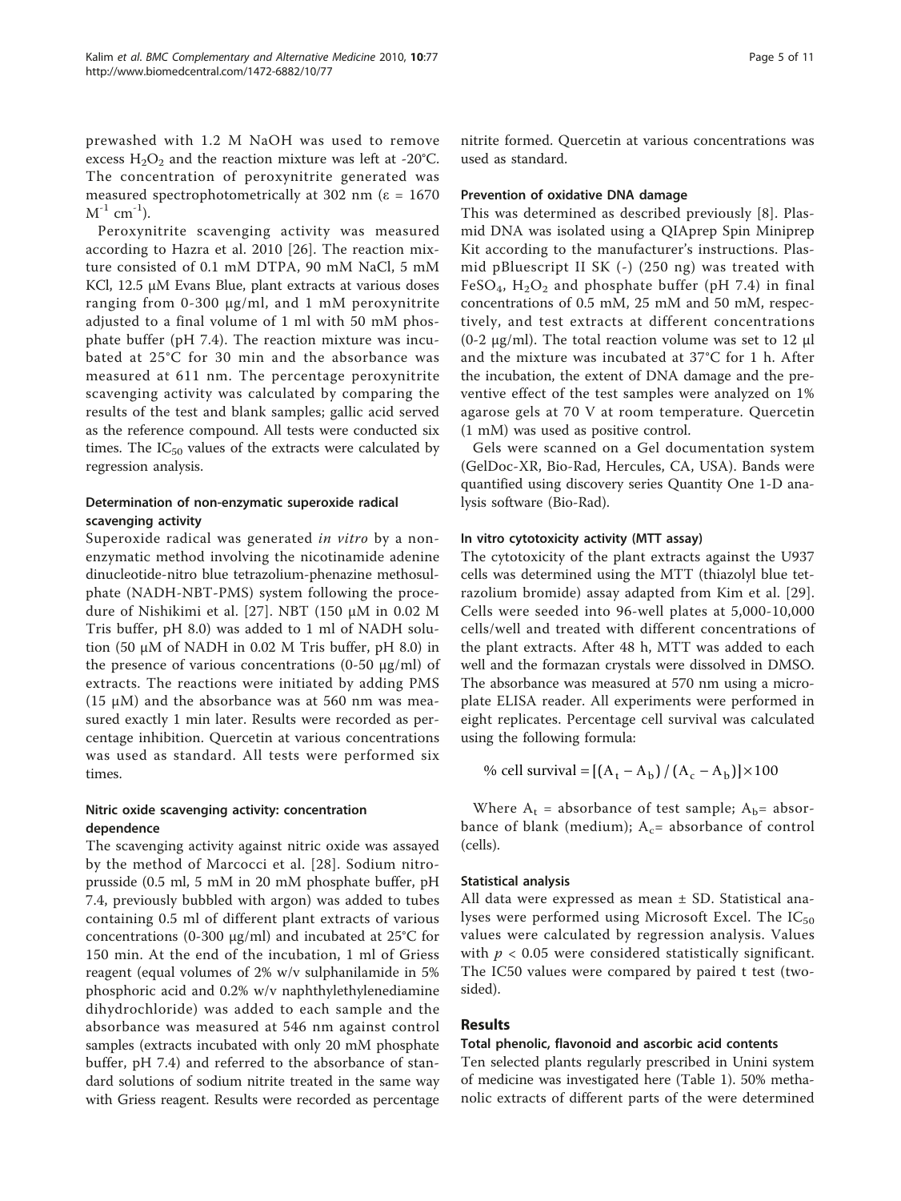prewashed with 1.2 M NaOH was used to remove excess $H_2O_2$ and the reaction mixture was left at -20°C. The concentration of peroxynitrite generated was measured spectrophotometrically at 302 nm (ε = 1670 $M^{-1}$ $cm^{-1}$).

Peroxynitrite scavenging activity was measured according to Hazra et al. 2010 [26]. The reaction mixture consisted of 0.1 mM DTPA, 90 mM NaCl, 5 mM KCl, 12.5 μM Evans Blue, plant extracts at various doses ranging from 0-300 μg/ml, and 1 mM peroxynitrite adjusted to a final volume of 1 ml with 50 mM phosphate buffer (pH 7.4). The reaction mixture was incubated at 25°C for 30 min and the absorbance was measured at 611 nm. The percentage peroxynitrite scavenging activity was calculated by comparing the results of the test and blank samples; gallic acid served as the reference compound. All tests were conducted six times. The $IC_{50}$ values of the extracts were calculated by regression analysis.

### Determination of non-enzymatic superoxide radical scavenging activity

Superoxide radical was generated *in vitro* by a non-enzymatic method involving the nicotinamide adenine dinucleotide-nitro blue tetrazolium-phenazine methosulphate (NADH-NBT-PMS) system following the procedure of Nishikimi et al. [27]. NBT (150 μM in 0.02 M Tris buffer, pH 8.0) was added to 1 ml of NADH solution (50 μM of NADH in 0.02 M Tris buffer, pH 8.0) in the presence of various concentrations (0-50 μg/ml) of extracts. The reactions were initiated by adding PMS (15 μM) and the absorbance was at 560 nm was measured exactly 1 min later. Results were recorded as percentage inhibition. Quercetin at various concentrations was used as standard. All tests were performed six times.

### Nitric oxide scavenging activity: concentration dependence

The scavenging activity against nitric oxide was assayed by the method of Marcocci et al. [28]. Sodium nitroprusside (0.5 ml, 5 mM in 20 mM phosphate buffer, pH 7.4, previously bubbled with argon) was added to tubes containing 0.5 ml of different plant extracts of various concentrations (0-300 μg/ml) and incubated at 25°C for 150 min. At the end of the incubation, 1 ml of Griess reagent (equal volumes of 2% w/v sulphanilamide in 5% phosphoric acid and 0.2% w/v naphthylethylenediamine dihydrochloride) was added to each sample and the absorbance was measured at 546 nm against control samples (extracts incubated with only 20 mM phosphate buffer, pH 7.4) and referred to the absorbance of standard solutions of sodium nitrite treated in the same way with Griess reagent. Results were recorded as percentage nitrite formed. Quercetin at various concentrations was used as standard.

### Prevention of oxidative DNA damage

This was determined as described previously [8]. Plasmid DNA was isolated using a QIAprep Spin Miniprep Kit according to the manufacturer's instructions. Plasmid pBluescript II SK (-) (250 ng) was treated with $FeSO_4$, $H_2O_2$ and phosphate buffer (pH 7.4) in final concentrations of 0.5 mM, 25 mM and 50 mM, respectively, and test extracts at different concentrations (0-2 μg/ml). The total reaction volume was set to 12 μl and the mixture was incubated at 37°C for 1 h. After the incubation, the extent of DNA damage and the preventive effect of the test samples were analyzed on 1% agarose gels at 70 V at room temperature. Quercetin (1 mM) was used as positive control.

Gels were scanned on a Gel documentation system (GelDoc-XR, Bio-Rad, Hercules, CA, USA). Bands were quantified using discovery series Quantity One 1-D analysis software (Bio-Rad).

### In vitro cytotoxicity activity (MTT assay)

The cytotoxicity of the plant extracts against the U937 cells was determined using the MTT (thiazolyl blue tetrazolium bromide) assay adapted from Kim et al. [29]. Cells were seeded into 96-well plates at 5,000-10,000 cells/well and treated with different concentrations of the plant extracts. After 48 h, MTT was added to each well and the formazan crystals were dissolved in DMSO. The absorbance was measured at 570 nm using a microplate ELISA reader. All experiments were performed in eight replicates. Percentage cell survival was calculated using the following formula:

$$\% \text{ cell survival} = [(A_t - A_b) / (A_c - A_b)] \times 100$$

Where $A_t$ = absorbance of test sample; $A_b$= absorbance of blank (medium); $A_c$= absorbance of control (cells).

### Statistical analysis

All data were expressed as mean ± SD. Statistical analyses were performed using Microsoft Excel. The $IC_{50}$ values were calculated by regression analysis. Values with $p < 0.05$ were considered statistically significant. The IC50 values were compared by paired t test (two-sided).

## Results

### Total phenolic, flavonoid and ascorbic acid contents

Ten selected plants regularly prescribed in Unini system of medicine was investigated here (Table 1). 50% methanolic extracts of different parts of the were determined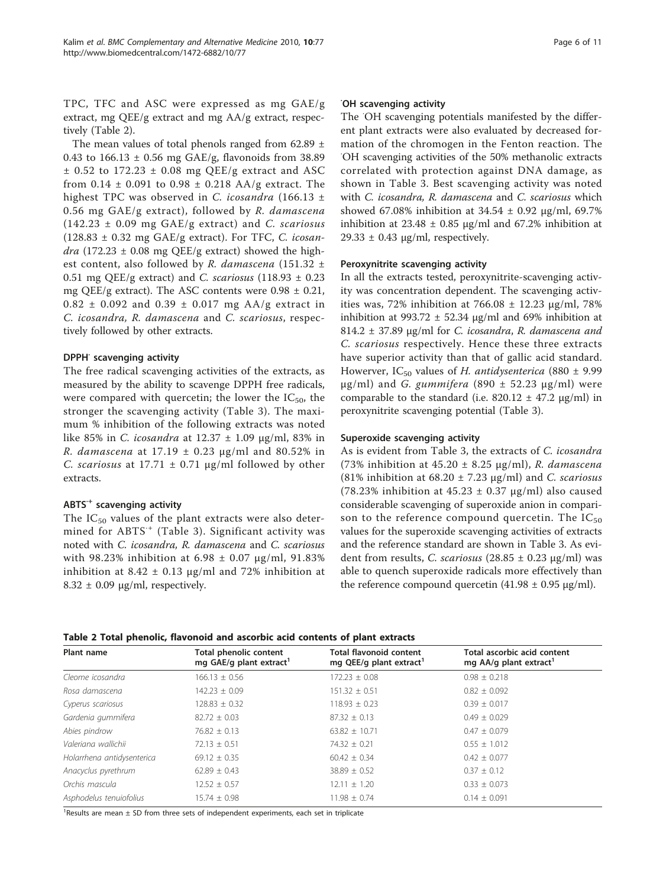TPC, TFC and ASC were expressed as mg GAE/g extract, mg QEE/g extract and mg AA/g extract, respectively (Table 2).

The mean values of total phenols ranged from 62.89 ± 0.43 to 166.13 ± 0.56 mg GAE/g, flavonoids from 38.89 ± 0.52 to 172.23 ± 0.08 mg QEE/g extract and ASC from 0.14 ± 0.091 to 0.98 ± 0.218 AA/g extract. The highest TPC was observed in *C. icosandra* (166.13 ± 0.56 mg GAE/g extract), followed by *R. damascena* (142.23 ± 0.09 mg GAE/g extract) and *C. scariosus* (128.83 ± 0.32 mg GAE/g extract). For TFC, *C. icosandra* (172.23 ± 0.08 mg QEE/g extract) showed the highest content, also followed by *R. damascena* (151.32 ± 0.51 mg QEE/g extract) and *C. scariosus* (118.93 ± 0.23 mg QEE/g extract). The ASC contents were 0.98 ± 0.21, 0.82 ± 0.092 and 0.39 ± 0.017 mg AA/g extract in *C. icosandra, R. damascena* and *C. scariosus*, respectively followed by other extracts.

#### DPPH· scavenging activity

The free radical scavenging activities of the extracts, as measured by the ability to scavenge DPPH free radicals, were compared with quercetin; the lower the $IC_{50}$, the stronger the scavenging activity (Table 3). The maximum % inhibition of the following extracts was noted like 85% in *C. icosandra* at 12.37 ± 1.09 μg/ml, 83% in *R. damascena* at 17.19 ± 0.23 μg/ml and 80.52% in *C. scariosus* at 17.71 ± 0.71 μg/ml followed by other extracts.

#### $ABTS^{·+}$ scavenging activity

The $IC_{50}$ values of the plant extracts were also determined for $ABTS^{·+}$ (Table 3). Significant activity was noted with *C. icosandra, R. damascena* and *C. scariosus* with 98.23% inhibition at 6.98 ± 0.07 μg/ml, 91.83% inhibition at 8.42 ± 0.13 μg/ml and 72% inhibition at 8.32 ± 0.09 μg/ml, respectively.

#### ·OH scavenging activity

The ·OH scavenging potentials manifested by the different plant extracts were also evaluated by decreased formation of the chromogen in the Fenton reaction. The ·OH scavenging activities of the 50% methanolic extracts correlated with protection against DNA damage, as shown in Table 3. Best scavenging activity was noted with *C. icosandra, R. damascena* and *C. scariosus* which showed 67.08% inhibition at 34.54 ± 0.92 μg/ml, 69.7% inhibition at 23.48 ± 0.85 μg/ml and 67.2% inhibition at 29.33 ± 0.43 μg/ml, respectively.

#### Peroxynitrite scavenging activity

In all the extracts tested, peroxynitrite-scavenging activity was concentration dependent. The scavenging activities was, 72% inhibition at 766.08 ± 12.23 μg/ml, 78% inhibition at 993.72 ± 52.34 μg/ml and 69% inhibition at 814.2 ± 37.89 μg/ml for *C. icosandra*, *R. damascena and C. scariosus* respectively. Hence these three extracts have superior activity than that of gallic acid standard. Howerver, $IC_{50}$ values of *H. antidysenterica* (880 ± 9.99 μg/ml) and *G. gummifera* (890 ± 52.23 μg/ml) were comparable to the standard (i.e. 820.12 ± 47.2 μg/ml) in peroxynitrite scavenging potential (Table 3).

#### Superoxide scavenging activity

As is evident from Table 3, the extracts of *C. icosandra* (73% inhibition at 45.20 ± 8.25 μg/ml), *R. damascena* (81% inhibition at 68.20 ± 7.23 μg/ml) and *C. scariosus* (78.23% inhibition at 45.23 ± 0.37 μg/ml) also caused considerable scavenging of superoxide anion in comparison to the reference compound quercetin. The $IC_{50}$ values for the superoxide scavenging activities of extracts and the reference standard are shown in Table 3. As evident from results, *C. scariosus* (28.85 ± 0.23 μg/ml) was able to quench superoxide radicals more effectively than the reference compound quercetin (41.98 ± 0.95 μg/ml).

**Table 2 Total phenolic, flavonoid and ascorbic acid contents of plant extracts**

| Plant name | Total phenolic content mg GAE/g plant extract[1] | Total flavonoid content mg QEE/g plant extract[1] | Total ascorbic acid content mg AA/g plant extract[1] |
|---|---|---|---|
| *Cleome icosandra* | 166.13 ± 0.56 | 172.23 ± 0.08 | 0.98 ± 0.218 |
| *Rosa damascena* | 142.23 ± 0.09 | 151.32 ± 0.51 | 0.82 ± 0.092 |
| *Cyperus scariosus* | 128.83 ± 0.32 | 118.93 ± 0.23 | 0.39 ± 0.017 |
| *Gardenia gummifera* | 82.72 ± 0.03 | 87.32 ± 0.13 | 0.49 ± 0.029 |
| *Abies pindrow* | 76.82 ± 0.13 | 63.82 ± 10.71 | 0.47 ± 0.079 |
| *Valeriana wallichii* | 72.13 ± 0.51 | 74.32 ± 0.21 | 0.55 ± 1.012 |
| *Holarrhena antidysenterica* | 69.12 ± 0.35 | 60.42 ± 0.34 | 0.42 ± 0.077 |
| *Anacyclus pyrethrum* | 62.89 ± 0.43 | 38.89 ± 0.52 | 0.37 ± 0.12 |
| *Orchis mascula* | 12.52 ± 0.57 | 12.11 ± 1.20 | 0.33 ± 0.073 |
| *Asphodelus tenuiofolius* | 15.74 ± 0.98 | 11.98 ± 0.74 | 0.14 ± 0.091 |

[1]Results are mean ± SD from three sets of independent experiments, each set in triplicate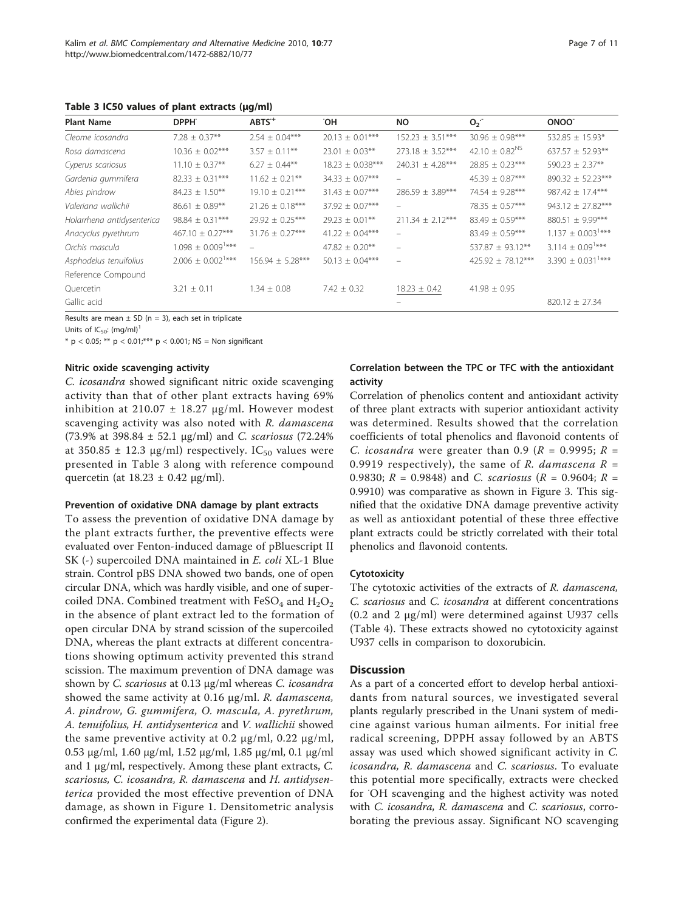**Table 3 IC50 values of plant extracts (μg/ml)**

| Plant Name | DPPH˙ | $ABTS^{+}$ | ˙OH | NO | $O_2^{\cdot -}$ | $ONOO^-$ |
|---|---|---|---|---|---|---|
| *Cleome icosandra* | 7.28 ± 0.37** | 2.54 ± 0.04*** | 20.13 ± 0.01*** | 152.23 ± 3.51*** | 30.96 ± 0.98*** | 532.85 ± 15.93* |
| *Rosa damascena* | 10.36 ± 0.02*** | 3.57 ± 0.11** | 23.01 ± 0.03** | 273.18 ± 3.52*** | 42.10 ± 0.82[NS] | 637.57 ± 52.93** |
| *Cyperus scariosus* | 11.10 ± 0.37** | 6.27 ± 0.44** | 18.23 ± 0.038*** | 240.31 ± 4.28*** | 28.85 ± 0.23*** | 590.23 ± 2.37** |
| *Gardenia gummifera* | 82.33 ± 0.31*** | 11.62 ± 0.21** | 34.33 ± 0.07*** | – | 45.39 ± 0.87*** | 890.32 ± 52.23*** |
| *Abies pindrow* | 84.23 ± 1.50** | 19.10 ± 0.21*** | 31.43 ± 0.07*** | 286.59 ± 3.89*** | 74.54 ± 9.28*** | 987.42 ± 17.4*** |
| *Valeriana wallichii* | 86.61 ± 0.89** | 21.26 ± 0.18*** | 37.92 ± 0.07*** | – | 78.35 ± 0.57*** | 943.12 ± 27.82*** |
| *Holarrhena antidysenterica* | 98.84 ± 0.31*** | 29.92 ± 0.25*** | 29.23 ± 0.01** | 211.34 ± 2.12*** | 83.49 ± 0.59*** | 880.51 ± 9.99*** |
| *Anacyclus pyrethrum* | 467.10 ± 0.27*** | 31.76 ± 0.27*** | 41.22 ± 0.04*** | – | 83.49 ± 0.59*** | 1.137 ± 0.003[1]*** |
| *Orchis mascula* | 1.098 ± 0.009[1]*** | – | 47.82 ± 0.20** | – | 537.87 ± 93.12** | 3.114 ± 0.09[1]*** |
| *Asphodelus tenuifolius* | 2.006 ± 0.002[1]*** | 156.94 ± 5.28*** | 50.13 ± 0.04*** | – | 425.92 ± 78.12*** | 3.390 ± 0.031[1]*** |
| Reference Compound | | | | | | |
| Quercetin | 3.21 ± 0.11 | 1.34 ± 0.08 | 7.42 ± 0.32 | 18.23 ± 0.42 | 41.98 ± 0.95 | |
| Gallic acid | | | | – | | 820.12 ± 27.34 |

Results are mean ± SD (n = 3), each set in triplicate

Units of $IC_{50}$: (mg/ml)[1]

* $p < 0.05$; ** $p < 0.01$;*** $p < 0.001$; NS = Non significant

#### Nitric oxide scavenging activity

*C. icosandra* showed significant nitric oxide scavenging activity than that of other plant extracts having 69% inhibition at 210.07 ± 18.27 μg/ml. However modest scavenging activity was also noted with *R. damascena* (73.9% at 398.84 ± 52.1 μg/ml) and *C. scariosus* (72.24% at 350.85 ± 12.3 μg/ml) respectively. $IC_{50}$ values were presented in Table 3 along with reference compound quercetin (at 18.23 ± 0.42 μg/ml).

#### Prevention of oxidative DNA damage by plant extracts

To assess the prevention of oxidative DNA damage by the plant extracts further, the preventive effects were evaluated over Fenton-induced damage of pBluescript II SK (-) supercoiled DNA maintained in *E. coli* XL-1 Blue strain. Control pBS DNA showed two bands, one of open circular DNA, which was hardly visible, and one of supercoiled DNA. Combined treatment with $FeSO_4$ and $H_2O_2$ in the absence of plant extract led to the formation of open circular DNA by strand scission of the supercoiled DNA, whereas the plant extracts at different concentrations showing optimum activity prevented this strand scission. The maximum prevention of DNA damage was shown by *C. scariosus* at 0.13 μg/ml whereas *C. icosandra* showed the same activity at 0.16 μg/ml. *R. damascena, A. pindrow, G. gummifera, O. mascula, A. pyrethrum, A. tenuifolius, H. antidysenterica* and *V. wallichii* showed the same preventive activity at 0.2 μg/ml, 0.22 μg/ml, 0.53 μg/ml, 1.60 μg/ml, 1.52 μg/ml, 1.85 μg/ml, 0.1 μg/ml and 1 μg/ml, respectively. Among these plant extracts, *C. scariosus, C. icosandra, R. damascena* and *H. antidysenterica* provided the most effective prevention of DNA damage, as shown in Figure 1. Densitometric analysis confirmed the experimental data (Figure 2).

#### Correlation between the TPC or TFC with the antioxidant activity

Correlation of phenolics content and antioxidant activity of three plant extracts with superior antioxidant activity was determined. Results showed that the correlation coefficients of total phenolics and flavonoid contents of *C. icosandra* were greater than 0.9 ($R$ = 0.9995; $R$ = 0.9919 respectively), the same of *R. damascena* $R$ = 0.9830; $R$ = 0.9848) and *C. scariosus* ($R$ = 0.9604; $R$ = 0.9910) was comparative as shown in Figure 3. This signified that the oxidative DNA damage preventive activity as well as antioxidant potential of these three effective plant extracts could be strictly correlated with their total phenolics and flavonoid contents.

#### Cytotoxicity

The cytotoxic activities of the extracts of *R. damascena, C. scariosus* and *C. icosandra* at different concentrations (0.2 and 2 μg/ml) were determined against U937 cells (Table 4). These extracts showed no cytotoxicity against U937 cells in comparison to doxorubicin.

## Discussion

As a part of a concerted effort to develop herbal antioxidants from natural sources, we investigated several plants regularly prescribed in the Unani system of medicine against various human ailments. For initial free radical screening, DPPH assay followed by an ABTS assay was used which showed significant activity in *C. icosandra, R. damascena* and *C. scariosus*. To evaluate this potential more specifically, extracts were checked for ˙OH scavenging and the highest activity was noted with *C. icosandra, R. damascena* and *C. scariosus*, corroborating the previous assay. Significant NO scavenging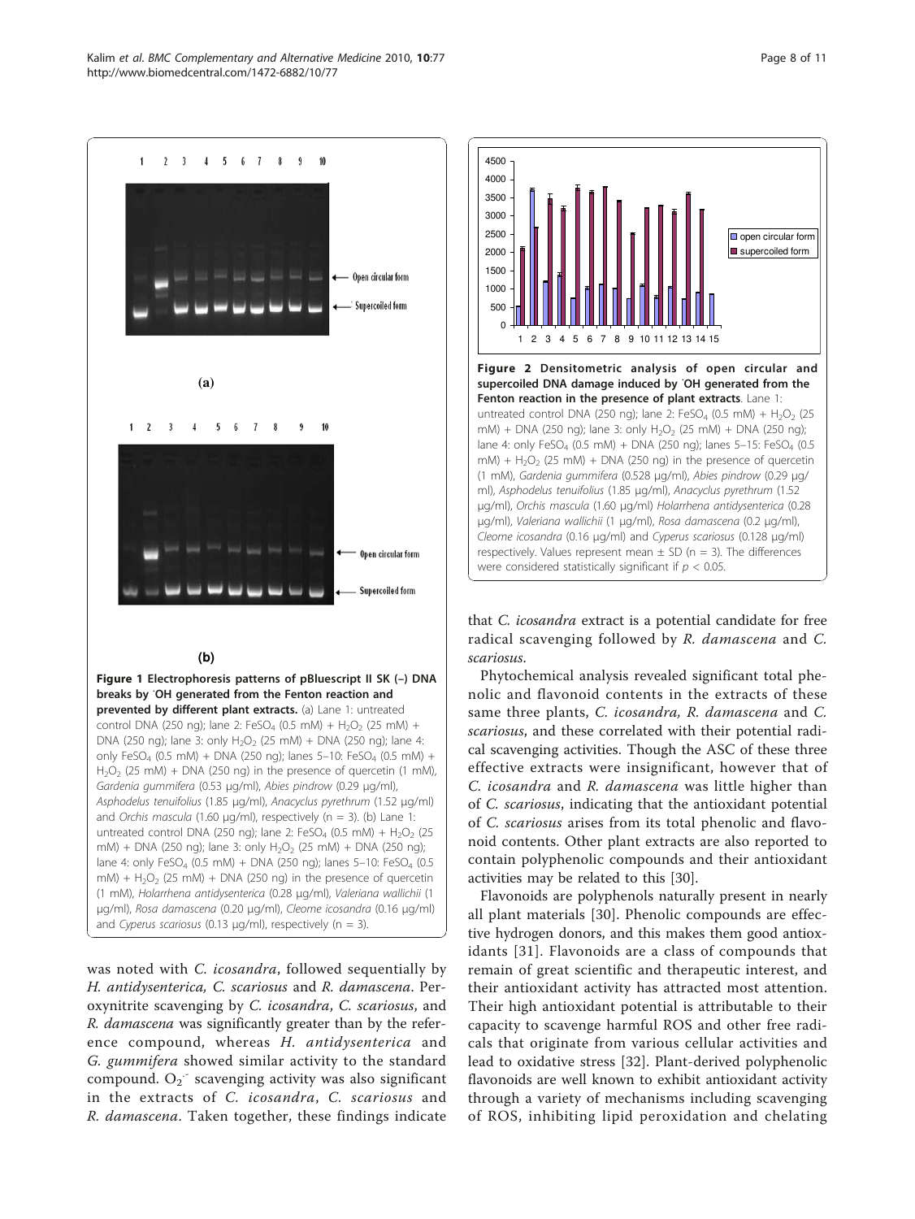1 2 3 4 5 6 7 8 9 10

Open circular form

Supercoiled form

(a)

1 2 3 4 5 6 7 8 9 10

Open circular form

Supercoiled form

(b)

**Figure 1 Electrophoresis patterns of pBluescript II SK (–) DNA breaks by ˙OH generated from the Fenton reaction and prevented by different plant extracts.** (a) Lane 1: untreated control DNA (250 ng); lane 2: $FeSO_4$ (0.5 mM) + $H_2O_2$ (25 mM) + DNA (250 ng); lane 3: only $H_2O_2$ (25 mM) + DNA (250 ng); lane 4: only $FeSO_4$ (0.5 mM) + DNA (250 ng); lanes 5–10: $FeSO_4$ (0.5 mM) + $H_2O_2$ (25 mM) + DNA (250 ng) in the presence of quercetin (1 mM), *Gardenia gummifera* (0.53 μg/ml), *Abies pindrow* (0.29 μg/ml), *Asphodelus tenuifolius* (1.85 μg/ml), *Anacyclus pyrethrum* (1.52 μg/ml) and *Orchis mascula* (1.60 μg/ml), respectively (n = 3). (b) Lane 1: untreated control DNA (250 ng); lane 2: $FeSO_4$ (0.5 mM) + $H_2O_2$ (25 mM) + DNA (250 ng); lane 3: only $H_2O_2$ (25 mM) + DNA (250 ng); lane 4: only $FeSO_4$ (0.5 mM) + DNA (250 ng); lanes 5–10: $FeSO_4$ (0.5 mM) + $H_2O_2$ (25 mM) + DNA (250 ng) in the presence of quercetin (1 mM), *Holarrhena antidysenterica* (0.28 μg/ml), *Valeriana wallichii* (1 μg/ml), *Rosa damascena* (0.20 μg/ml), *Cleome icosandra* (0.16 μg/ml) and *Cyperus scariosus* (0.13 μg/ml), respectively (n = 3).

4500
4000
3500
3000
2500
2000
1500
1000
500
0

1 2 3 4 5 6 7 8 9 10 11 12 13 14 15

open circular form

supercoiled form

**Figure 2 Densitometric analysis of open circular and supercoiled DNA damage induced by ˙OH generated from the Fenton reaction in the presence of plant extracts**. Lane 1: untreated control DNA (250 ng); lane 2: $FeSO_4$ (0.5 mM) + $H_2O_2$ (25 mM) + DNA (250 ng); lane 3: only $H_2O_2$ (25 mM) + DNA (250 ng); lane 4: only $FeSO_4$ (0.5 mM) + DNA (250 ng); lanes 5–15: $FeSO_4$ (0.5 mM) + $H_2O_2$ (25 mM) + DNA (250 ng) in the presence of quercetin (1 mM), *Gardenia gummifera* (0.528 μg/ml), *Abies pindrow* (0.29 μg/ml), *Asphodelus tenuifolius* (1.85 μg/ml), *Anacyclus pyrethrum* (1.52 μg/ml), *Orchis mascula* (1.60 μg/ml) *Holarrhena antidysenterica* (0.28 μg/ml), *Valeriana wallichii* (1 μg/ml), *Rosa damascena* (0.2 μg/ml), *Cleome icosandra* (0.16 μg/ml) and *Cyperus scariosus* (0.128 μg/ml) respectively. Values represent mean ± SD (n = 3). The differences were considered statistically significant if $p < 0.05$.

was noted with *C. icosandra*, followed sequentially by *H. antidysenterica, C. scariosus* and *R. damascena*. Peroxynitrite scavenging by *C. icosandra*, *C. scariosus*, and *R. damascena* was significantly greater than by the reference compound, whereas *H. antidysenterica* and *G. gummifera* showed similar activity to the standard compound. $O_2^{\cdot-}$ scavenging activity was also significant in the extracts of *C. icosandra*, *C. scariosus* and *R. damascena*. Taken together, these findings indicate that *C. icosandra* extract is a potential candidate for free radical scavenging followed by *R. damascena* and *C. scariosus*.

Phytochemical analysis revealed significant total phenolic and flavonoid contents in the extracts of these same three plants, *C. icosandra, R. damascena* and *C. scariosus*, and these correlated with their potential radical scavenging activities. Though the ASC of these three effective extracts were insignificant, however that of *C. icosandra* and *R. damascena* was little higher than of *C. scariosus*, indicating that the antioxidant potential of *C. scariosus* arises from its total phenolic and flavonoid contents. Other plant extracts are also reported to contain polyphenolic compounds and their antioxidant activities may be related to this [30].

Flavonoids are polyphenols naturally present in nearly all plant materials [30]. Phenolic compounds are effective hydrogen donors, and this makes them good antioxidants [31]. Flavonoids are a class of compounds that remain of great scientific and therapeutic interest, and their antioxidant activity has attracted most attention. Their high antioxidant potential is attributable to their capacity to scavenge harmful ROS and other free radicals that originate from various cellular activities and lead to oxidative stress [32]. Plant-derived polyphenolic flavonoids are well known to exhibit antioxidant activity through a variety of mechanisms including scavenging of ROS, inhibiting lipid peroxidation and chelating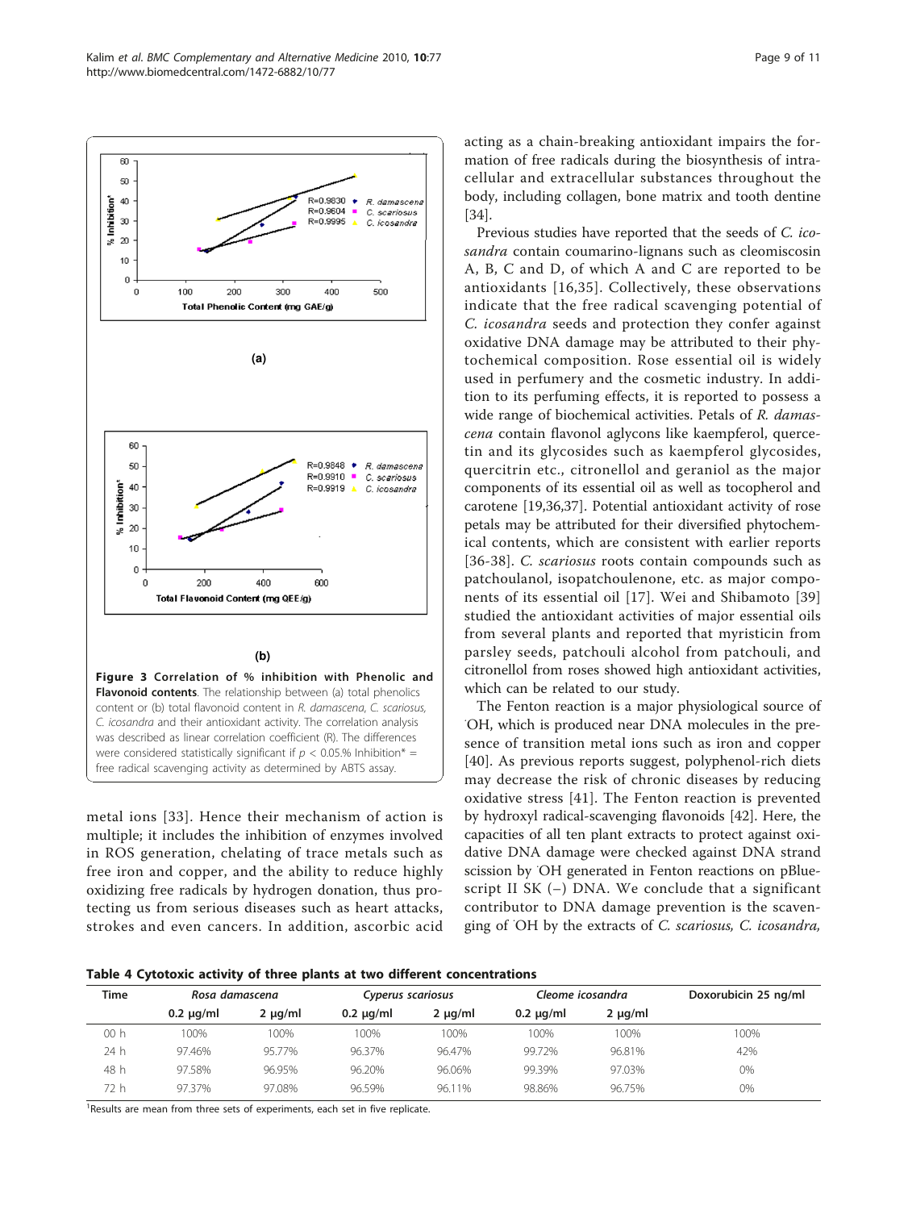60
50
40
30
20
10
0

0 100 200 300 400 500

% Inhibition*

Total Phenolic Content (mg GAE/g)

R=0.9830 ◆ R. damascena
R=0.9604 ■ C. scariosus
R=0.9995 ▲ C. icosandra

(a)

60
50
40
30
20
10
0

0 200 400 600

% Inhibition*

Total Flavonoid Content (mg QEE/g)

R=0.9848 ◆ R. damascena
R=0.9910 ■ C. scariosus
R=0.9919 ▲ C. icosandra

(b)

**Figure 3 Correlation of % inhibition with Phenolic and Flavonoid contents**. The relationship between (a) total phenolics content or (b) total flavonoid content in *R. damascena*, *C. scariosus*, *C. icosandra* and their antioxidant activity. The correlation analysis was described as linear correlation coefficient (R). The differences were considered statistically significant if $p < 0.05$.% Inhibition* = free radical scavenging activity as determined by ABTS assay.

metal ions [33]. Hence their mechanism of action is multiple; it includes the inhibition of enzymes involved in ROS generation, chelating of trace metals such as free iron and copper, and the ability to reduce highly oxidizing free radicals by hydrogen donation, thus protecting us from serious diseases such as heart attacks, strokes and even cancers. In addition, ascorbic acid acting as a chain-breaking antioxidant impairs the formation of free radicals during the biosynthesis of intracellular and extracellular substances throughout the body, including collagen, bone matrix and tooth dentine [34].

Previous studies have reported that the seeds of *C. icosandra* contain coumarino-lignans such as cleomiscosin A, B, C and D, of which A and C are reported to be antioxidants [16,35]. Collectively, these observations indicate that the free radical scavenging potential of *C. icosandra* seeds and protection they confer against oxidative DNA damage may be attributed to their phytochemical composition. Rose essential oil is widely used in perfumery and the cosmetic industry. In addition to its perfuming effects, it is reported to possess a wide range of biochemical activities. Petals of *R. damascena* contain flavonol aglycons like kaempferol, quercetin and its glycosides such as kaempferol glycosides, quercitrin etc., citronellol and geraniol as the major components of its essential oil as well as tocopherol and carotene [19,36,37]. Potential antioxidant activity of rose petals may be attributed for their diversified phytochemical contents, which are consistent with earlier reports [36-38]. *C. scariosus* roots contain compounds such as patchoulanol, isopatchoulenone, etc. as major components of its essential oil [17]. Wei and Shibamoto [39] studied the antioxidant activities of major essential oils from several plants and reported that myristicin from parsley seeds, patchouli alcohol from patchouli, and citronellol from roses showed high antioxidant activities, which can be related to our study.

The Fenton reaction is a major physiological source of $^{\cdot}OH$, which is produced near DNA molecules in the presence of transition metal ions such as iron and copper [40]. As previous reports suggest, polyphenol-rich diets may decrease the risk of chronic diseases by reducing oxidative stress [41]. The Fenton reaction is prevented by hydroxyl radical-scavenging flavonoids [42]. Here, the capacities of all ten plant extracts to protect against oxidative DNA damage were checked against DNA strand scission by $^{\cdot}OH$ generated in Fenton reactions on pBluescript II SK (–) DNA. We conclude that a significant contributor to DNA damage prevention is the scavenging of $^{\cdot}OH$ by the extracts of *C. scariosus, C. icosandra,*

**Table 4 Cytotoxic activity of three plants at two different concentrations**

| Time | Rosa damascena | | Cyperus scariosus | | Cleome icosandra | | Doxorubicin 25 ng/ml |
|---|---|---|---|---|---|---|---|
| | 0.2 μg/ml | 2 μg/ml | 0.2 μg/ml | 2 μg/ml | 0.2 μg/ml | 2 μg/ml | |
| 00 h | 100% | 100% | 100% | 100% | 100% | 100% | 100% |
| 24 h | 97.46% | 95.77% | 96.37% | 96.47% | 99.72% | 96.81% | 42% |
| 48 h | 97.58% | 96.95% | 96.20% | 96.06% | 99.39% | 97.03% | 0% |
| 72 h | 97.37% | 97.08% | 96.59% | 96.11% | 98.86% | 96.75% | 0% |

[1]Results are mean from three sets of experiments, each set in five replicate.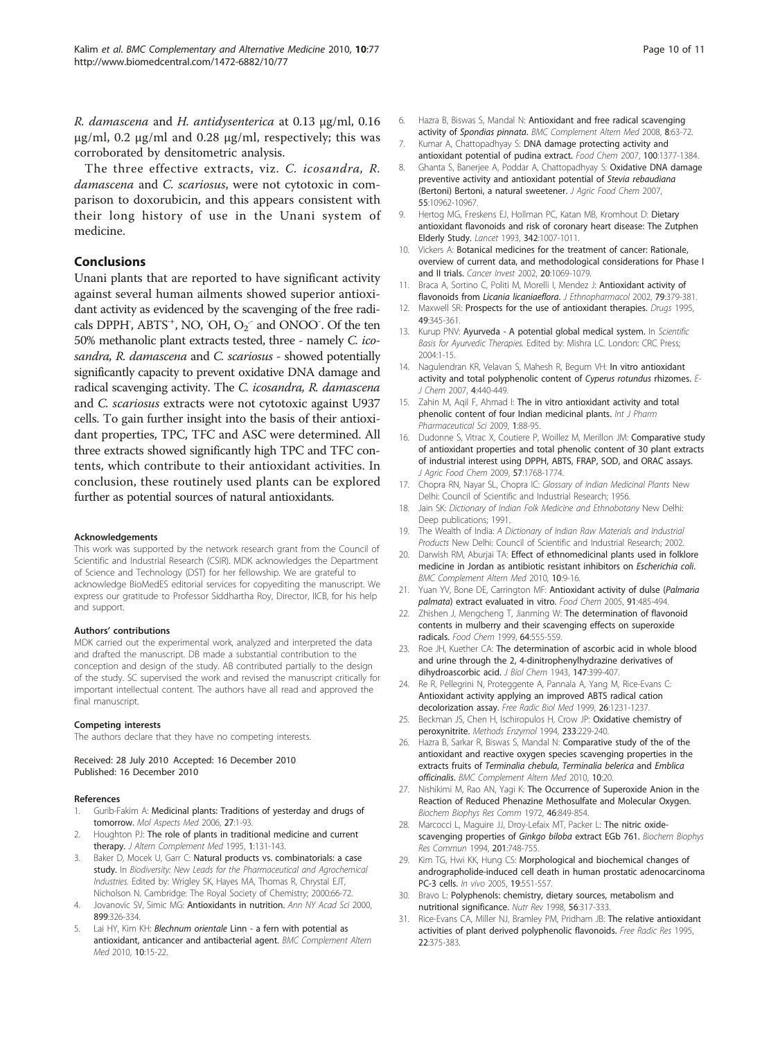*R. damascena* and *H. antidysenterica* at 0.13 μg/ml, 0.16 μg/ml, 0.2 μg/ml and 0.28 μg/ml, respectively; this was corroborated by densitometric analysis.

The three effective extracts, viz. *C. icosandra, R. damascena* and *C. scariosus*, were not cytotoxic in comparison to doxorubicin, and this appears consistent with their long history of use in the Unani system of medicine.

## Conclusions

Unani plants that are reported to have significant activity against several human ailments showed superior antioxidant activity as evidenced by the scavenging of the free radicals DPPH$^{\cdot}$, ABTS$^{\cdot+}$, NO, $^{\cdot}$OH, $O_2^{\cdot-}$ and $ONOO^-$. Of the ten 50% methanolic plant extracts tested, three - namely *C. icosandra, R. damascena* and *C. scariosus* - showed potentially significantly capacity to prevent oxidative DNA damage and radical scavenging activity. The *C. icosandra, R. damascena* and *C. scariosus* extracts were not cytotoxic against U937 cells. To gain further insight into the basis of their antioxidant properties, TPC, TFC and ASC were determined. All three extracts showed significantly high TPC and TFC contents, which contribute to their antioxidant activities. In conclusion, these routinely used plants can be explored further as potential sources of natural antioxidants.

#### Acknowledgements

This work was supported by the network research grant from the Council of Scientific and Industrial Research (CSIR). MDK acknowledges the Department of Science and Technology (DST) for her fellowship. We are grateful to acknowledge BioMedES editorial services for copyediting the manuscript. We express our gratitude to Professor Siddhartha Roy, Director, IICB, for his help and support.

#### Authors' contributions

MDK carried out the experimental work, analyzed and interpreted the data and drafted the manuscript. DB made a substantial contribution to the conception and design of the study. AB contributed partially to the design of the study. SC supervised the work and revised the manuscript critically for important intellectual content. The authors have all read and approved the final manuscript.

#### Competing interests

The authors declare that they have no competing interests.

Received: 28 July 2010 Accepted: 16 December 2010
Published: 16 December 2010

#### References

1. Gurib-Fakim A: Medicinal plants: Traditions of yesterday and drugs of tomorrow. *Mol Aspects Med* 2006, 27:1-93.
2. Houghton PJ: The role of plants in traditional medicine and current therapy. *J Altern Complement Med* 1995, 1:131-143.
3. Baker D, Mocek U, Garr C: Natural products vs. combinatorials: a case study. In *Biodiversity: New Leads for the Pharmaceutical and Agrochemical Industries.* Edited by: Wrigley SK, Hayes MA, Thomas R, Chrystal EJT, Nicholson N. Cambridge: The Royal Society of Chemistry; 2000:66-72.
4. Jovanovic SV, Simic MG: Antioxidants in nutrition. *Ann NY Acad Sci* 2000, 899:326-334.
5. Lai HY, Kim KH: *Blechnum orientale* Linn - a fern with potential as antioxidant, anticancer and antibacterial agent. *BMC Complement Altern Med* 2010, 10:15-22.
6. Hazra B, Biswas S, Mandal N: Antioxidant and free radical scavenging activity of *Spondias pinnata*. *BMC Complement Altern Med* 2008, 8:63-72.
7. Kumar A, Chattopadhyay S: DNA damage protecting activity and antioxidant potential of pudina extract. *Food Chem* 2007, 100:1377-1384.
8. Ghanta S, Banerjee A, Poddar A, Chattopadhyay S: Oxidative DNA damage preventive activity and antioxidant potential of *Stevia rebaudiana* (Bertoni) Bertoni, a natural sweetener. *J Agric Food Chem* 2007, 55:10962-10967.
9. Hertog MG, Freskens EJ, Hollman PC, Katan MB, Kromhout D: Dietary antioxidant flavonoids and risk of coronary heart disease: The Zutphen Elderly Study. *Lancet* 1993, 342:1007-1011.
10. Vickers A: Botanical medicines for the treatment of cancer: Rationale, overview of current data, and methodological considerations for Phase I and II trials. *Cancer Invest* 2002, 20:1069-1079.
11. Braca A, Sortino C, Politi M, Morelli I, Mendez J: Antioxidant activity of flavonoids from *Licania licaniaeflora*. *J Ethnopharmacol* 2002, 79:379-381.
12. Maxwell SR: Prospects for the use of antioxidant therapies. *Drugs* 1995, 49:345-361.
13. Kurup PNV: Ayurveda - A potential global medical system. In *Scientific Basis for Ayurvedic Therapies.* Edited by: Mishra LC. London: CRC Press; 2004:1-15.
14. Nagulendran KR, Velavan S, Mahesh R, Begum VH: In vitro antioxidant activity and total polyphenolic content of *Cyperus rotundus* rhizomes. *E-J Chem* 2007, 4:440-449.
15. Zahin M, Aqil F, Ahmad I: The in vitro antioxidant activity and total phenolic content of four Indian medicinal plants. *Int J Pharm Pharmaceutical Sci* 2009, 1:88-95.
16. Dudonne S, Vitrac X, Coutiere P, Woillez M, Merillon JM: Comparative study of antioxidant properties and total phenolic content of 30 plant extracts of industrial interest using DPPH, ABTS, FRAP, SOD, and ORAC assays. *J Agric Food Chem* 2009, 57:1768-1774.
17. Chopra RN, Nayar SL, Chopra IC: *Glossary of Indian Medicinal Plants* New Delhi: Council of Scientific and Industrial Research; 1956.
18. Jain SK: *Dictionary of Indian Folk Medicine and Ethnobotany* New Delhi: Deep publications; 1991.
19. The Wealth of India: *A Dictionary of Indian Raw Materials and Industrial Products* New Delhi: Council of Scientific and Industrial Research; 2002.
20. Darwish RM, Aburjai TA: Effect of ethnomedicinal plants used in folklore medicine in Jordan as antibiotic resistant inhibitors on *Escherichia coli*. *BMC Complement Altern Med* 2010, 10:9-16.
21. Yuan YV, Bone DE, Carrington MF: Antioxidant activity of dulse (*Palmaria palmata*) extract evaluated in vitro. *Food Chem* 2005, 91:485-494.
22. Zhishen J, Mengcheng T, Jianming W: The determination of flavonoid contents in mulberry and their scavenging effects on superoxide radicals. *Food Chem* 1999, 64:555-559.
23. Roe JH, Kuether CA: The determination of ascorbic acid in whole blood and urine through the 2, 4-dinitrophenylhydrazine derivatives of dihydroascorbic acid. *J Biol Chem* 1943, 147:399-407.
24. Re R, Pellegrini N, Proteggente A, Pannala A, Yang M, Rice-Evans C: Antioxidant activity applying an improved ABTS radical cation decolorization assay. *Free Radic Biol Med* 1999, 26:1231-1237.
25. Beckman JS, Chen H, Ischiropulos H, Crow JP: Oxidative chemistry of peroxynitrite. *Methods Enzymol* 1994, 233:229-240.
26. Hazra B, Sarkar R, Biswas S, Mandal N: Comparative study of the of the antioxidant and reactive oxygen species scavenging properties in the extracts fruits of *Terminalia chebula*, *Terminalia belerica* and *Emblica officinalis*. *BMC Complement Altern Med* 2010, 10:20.
27. Nishikimi M, Rao AN, Yagi K: The Occurrence of Superoxide Anion in the Reaction of Reduced Phenazine Methosulfate and Molecular Oxygen. *Biochem Biophys Res Comm* 1972, 46:849-854.
28. Marcocci L, Maguire JJ, Droy-Lefaix MT, Packer L: The nitric oxide-scavenging properties of *Ginkgo biloba* extract EGb 761. *Biochem Biophys Res Commun* 1994, 201:748-755.
29. Kim TG, Hwi KK, Hung CS: Morphological and biochemical changes of andrographolide-induced cell death in human prostatic adenocarcinoma PC-3 cells. *In vivo* 2005, 19:551-557.
30. Bravo L: Polyphenols: chemistry, dietary sources, metabolism and nutritional significance. *Nutr Rev* 1998, 56:317-333.
31. Rice-Evans CA, Miller NJ, Bramley PM, Pridham JB: The relative antioxidant activities of plant derived polyphenolic flavonoids. *Free Radic Res* 1995, 22:375-383.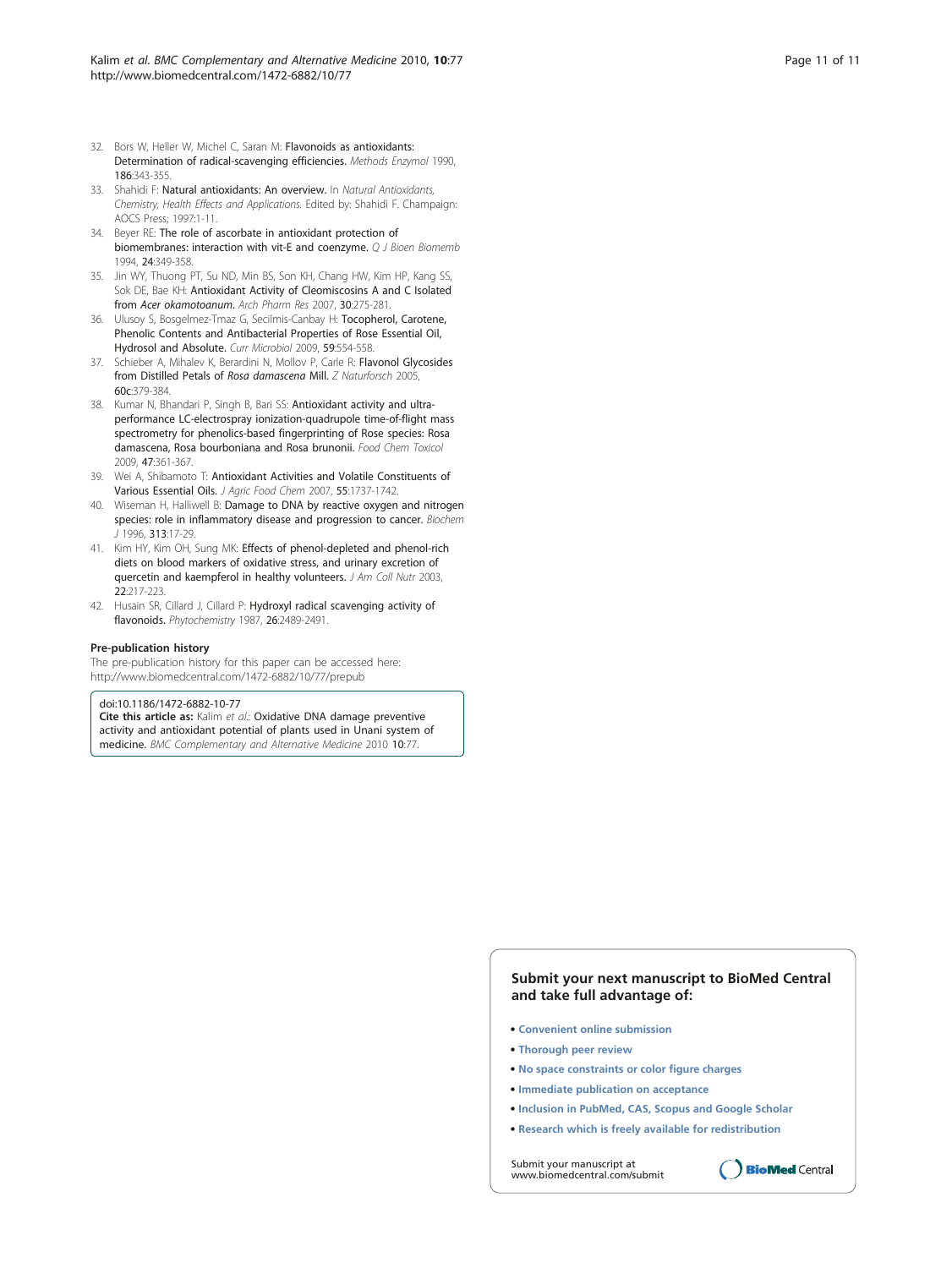32. Bors W, Heller W, Michel C, Saran M: **Flavonoids as antioxidants: Determination of radical-scavenging efficiencies.** *Methods Enzymol* 1990, **186**:343-355.
33. Shahidi F: **Natural antioxidants: An overview.** In *Natural Antioxidants, Chemistry, Health Effects and Applications.* Edited by: Shahidi F. Champaign: AOCS Press; 1997:1-11.
34. Beyer RE: **The role of ascorbate in antioxidant protection of biomembranes: interaction with vit-E and coenzyme.** *Q J Bioen Biomemb* 1994, **24**:349-358.
35. Jin WY, Thuong PT, Su ND, Min BS, Son KH, Chang HW, Kim HP, Kang SS, Sok DE, Bae KH: **Antioxidant Activity of Cleomiscosins A and C Isolated from *Acer okamotoanum*.** *Arch Pharm Res* 2007, **30**:275-281.
36. Ulusoy S, Bosgelmez-Tmaz G, Secilmis-Canbay H: **Tocopherol, Carotene, Phenolic Contents and Antibacterial Properties of Rose Essential Oil, Hydrosol and Absolute.** *Curr Microbiol* 2009, **59**:554-558.
37. Schieber A, Mihalev K, Berardini N, Mollov P, Carle R: **Flavonol Glycosides from Distilled Petals of *Rosa damascena* Mill.** *Z Naturforsch* 2005, **60c**:379-384.
38. Kumar N, Bhandari P, Singh B, Bari SS: **Antioxidant activity and ultra-performance LC-electrospray ionization-quadrupole time-of-flight mass spectrometry for phenolics-based fingerprinting of Rose species: Rosa damascena, Rosa bourboniana and Rosa brunonii.** *Food Chem Toxicol* 2009, **47**:361-367.
39. Wei A, Shibamoto T: **Antioxidant Activities and Volatile Constituents of Various Essential Oils.** *J Agric Food Chem* 2007, **55**:1737-1742.
40. Wiseman H, Halliwell B: **Damage to DNA by reactive oxygen and nitrogen species: role in inflammatory disease and progression to cancer.** *Biochem J* 1996, **313**:17-29.
41. Kim HY, Kim OH, Sung MK: **Effects of phenol-depleted and phenol-rich diets on blood markers of oxidative stress, and urinary excretion of quercetin and kaempferol in healthy volunteers.** *J Am Coll Nutr* 2003, **22**:217-223.
42. Husain SR, Cillard J, Cillard P: **Hydroxyl radical scavenging activity of flavonoids.** *Phytochemistry* 1987, **26**:2489-2491.

### Pre-publication history

The pre-publication history for this paper can be accessed here: http://www.biomedcentral.com/1472-6882/10/77/prepub

doi:10.1186/1472-6882-10-77

**Cite this article as:** Kalim *et al.*: Oxidative DNA damage preventive activity and antioxidant potential of plants used in Unani system of medicine. *BMC Complementary and Alternative Medicine* 2010 **10**:77.

**Submit your next manuscript to BioMed Central and take full advantage of:**

- Convenient online submission
- Thorough peer review
- No space constraints or color figure charges
- Immediate publication on acceptance
- Inclusion in PubMed, CAS, Scopus and Google Scholar
- Research which is freely available for redistribution

Submit your manuscript at www.biomedcentral.com/submit

BioMed Central